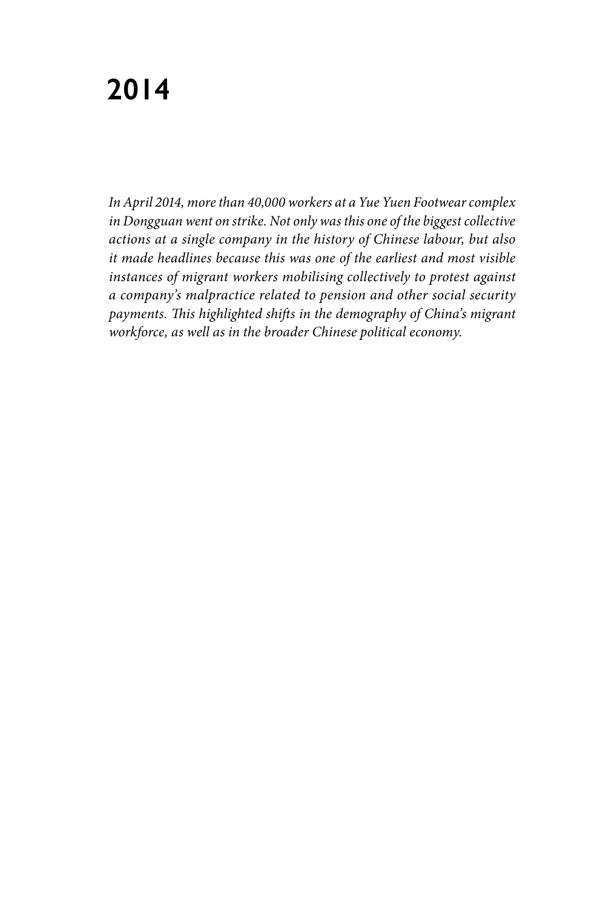# 2014

*In April 2014, more than 40,000 workers at a Yue Yuen Footwear complex in Dongguan went on strike. Not only was this one of the biggest collective actions at a single company in the history of Chinese labour, but also it made headlines because this was one of the earliest and most visible instances of migrant workers mobilising collectively to protest against a company's malpractice related to pension and other social security payments. This highlighted shifts in the demography of China's migrant workforce, as well as in the broader Chinese political economy.*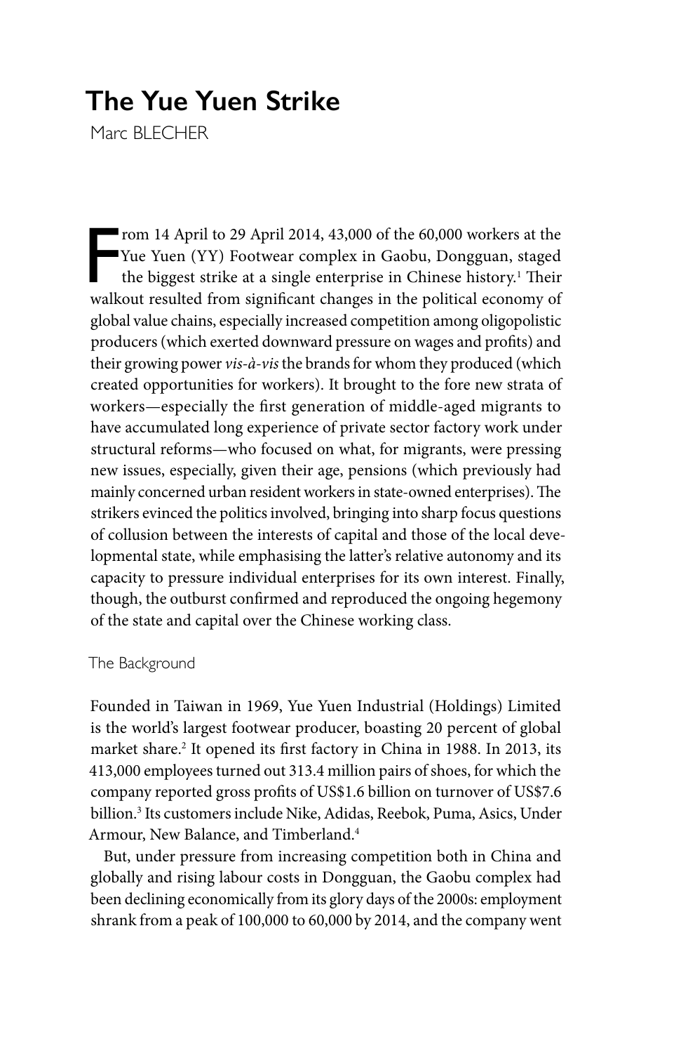# The Yue Yuen Strike

Marc BLECHER

From 14 April to 29 April 2014, 43,000 of the 60,000 workers at the Yue Yuen (YY) Footwear complex in Gaobu, Dongguan, staged the biggest strike at a single enterprise in Chinese history.[1] Their walkout resulted from significant changes in the political economy of global value chains, especially increased competition among oligopolistic producers (which exerted downward pressure on wages and profits) and their growing power *vis-à-vis* the brands for whom they produced (which created opportunities for workers). It brought to the fore new strata of workers—especially the first generation of middle-aged migrants to have accumulated long experience of private sector factory work under structural reforms—who focused on what, for migrants, were pressing new issues, especially, given their age, pensions (which previously had mainly concerned urban resident workers in state-owned enterprises). The strikers evinced the politics involved, bringing into sharp focus questions of collusion between the interests of capital and those of the local developmental state, while emphasising the latter's relative autonomy and its capacity to pressure individual enterprises for its own interest. Finally, though, the outburst confirmed and reproduced the ongoing hegemony of the state and capital over the Chinese working class.

## The Background

Founded in Taiwan in 1969, Yue Yuen Industrial (Holdings) Limited is the world's largest footwear producer, boasting 20 percent of global market share.[2] It opened its first factory in China in 1988. In 2013, its 413,000 employees turned out 313.4 million pairs of shoes, for which the company reported gross profits of US$1.6 billion on turnover of US$7.6 billion.[3] Its customers include Nike, Adidas, Reebok, Puma, Asics, Under Armour, New Balance, and Timberland.[4]

But, under pressure from increasing competition both in China and globally and rising labour costs in Dongguan, the Gaobu complex had been declining economically from its glory days of the 2000s: employment shrank from a peak of 100,000 to 60,000 by 2014, and the company went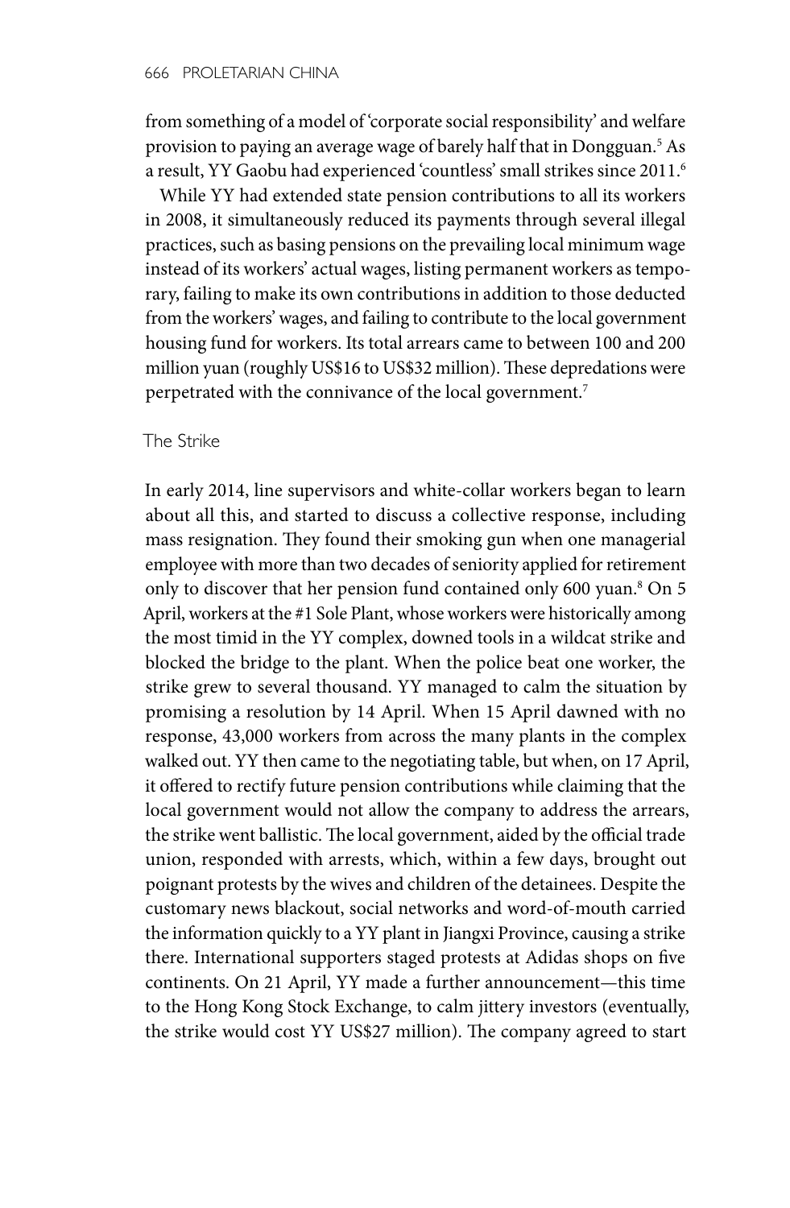from something of a model of 'corporate social responsibility' and welfare provision to paying an average wage of barely half that in Dongguan.[5] As a result, YY Gaobu had experienced 'countless' small strikes since 2011.[6]

While YY had extended state pension contributions to all its workers in 2008, it simultaneously reduced its payments through several illegal practices, such as basing pensions on the prevailing local minimum wage instead of its workers' actual wages, listing permanent workers as temporary, failing to make its own contributions in addition to those deducted from the workers' wages, and failing to contribute to the local government housing fund for workers. Its total arrears came to between 100 and 200 million yuan (roughly US$16 to US$32 million). These depredations were perpetrated with the connivance of the local government.[7]

## The Strike

In early 2014, line supervisors and white-collar workers began to learn about all this, and started to discuss a collective response, including mass resignation. They found their smoking gun when one managerial employee with more than two decades of seniority applied for retirement only to discover that her pension fund contained only 600 yuan.[8] On 5 April, workers at the #1 Sole Plant, whose workers were historically among the most timid in the YY complex, downed tools in a wildcat strike and blocked the bridge to the plant. When the police beat one worker, the strike grew to several thousand. YY managed to calm the situation by promising a resolution by 14 April. When 15 April dawned with no response, 43,000 workers from across the many plants in the complex walked out. YY then came to the negotiating table, but when, on 17 April, it offered to rectify future pension contributions while claiming that the local government would not allow the company to address the arrears, the strike went ballistic. The local government, aided by the official trade union, responded with arrests, which, within a few days, brought out poignant protests by the wives and children of the detainees. Despite the customary news blackout, social networks and word-of-mouth carried the information quickly to a YY plant in Jiangxi Province, causing a strike there. International supporters staged protests at Adidas shops on five continents. On 21 April, YY made a further announcement—this time to the Hong Kong Stock Exchange, to calm jittery investors (eventually, the strike would cost YY US$27 million). The company agreed to start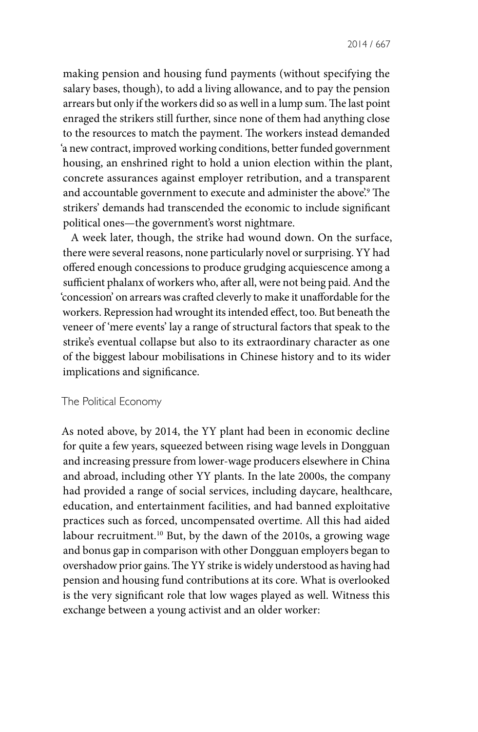making pension and housing fund payments (without specifying the salary bases, though), to add a living allowance, and to pay the pension arrears but only if the workers did so as well in a lump sum. The last point enraged the strikers still further, since none of them had anything close to the resources to match the payment. The workers instead demanded 'a new contract, improved working conditions, better funded government housing, an enshrined right to hold a union election within the plant, concrete assurances against employer retribution, and a transparent and accountable government to execute and administer the above'.[9] The strikers' demands had transcended the economic to include significant political ones—the government's worst nightmare.

A week later, though, the strike had wound down. On the surface, there were several reasons, none particularly novel or surprising. YY had offered enough concessions to produce grudging acquiescence among a sufficient phalanx of workers who, after all, were not being paid. And the 'concession' on arrears was crafted cleverly to make it unaffordable for the workers. Repression had wrought its intended effect, too. But beneath the veneer of 'mere events' lay a range of structural factors that speak to the strike's eventual collapse but also to its extraordinary character as one of the biggest labour mobilisations in Chinese history and to its wider implications and significance.

## The Political Economy

As noted above, by 2014, the YY plant had been in economic decline for quite a few years, squeezed between rising wage levels in Dongguan and increasing pressure from lower-wage producers elsewhere in China and abroad, including other YY plants. In the late 2000s, the company had provided a range of social services, including daycare, healthcare, education, and entertainment facilities, and had banned exploitative practices such as forced, uncompensated overtime. All this had aided labour recruitment.[10] But, by the dawn of the 2010s, a growing wage and bonus gap in comparison with other Dongguan employers began to overshadow prior gains. The YY strike is widely understood as having had pension and housing fund contributions at its core. What is overlooked is the very significant role that low wages played as well. Witness this exchange between a young activist and an older worker: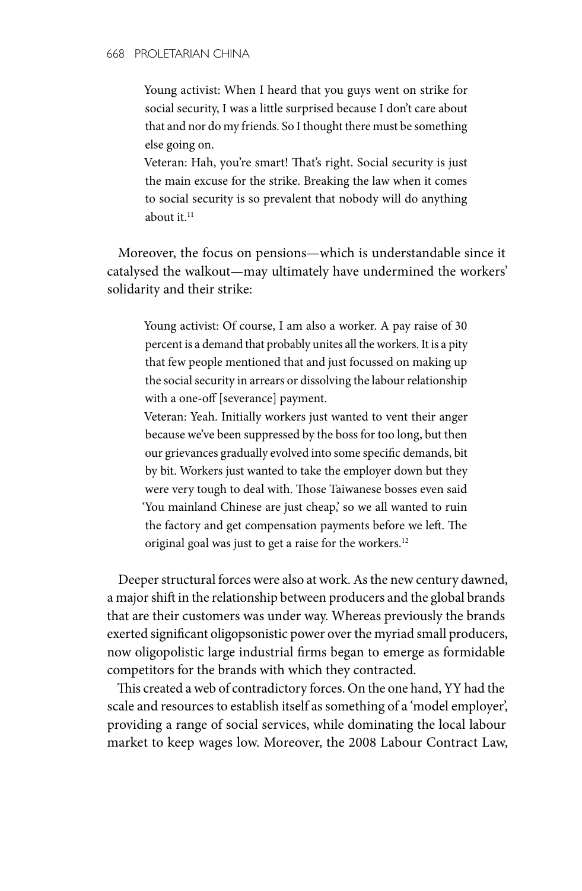> Young activist: When I heard that you guys went on strike for social security, I was a little surprised because I don't care about that and nor do my friends. So I thought there must be something else going on.
>
> Veteran: Hah, you're smart! That's right. Social security is just the main excuse for the strike. Breaking the law when it comes to social security is so prevalent that nobody will do anything about it.[11]

Moreover, the focus on pensions—which is understandable since it catalysed the walkout—may ultimately have undermined the workers' solidarity and their strike:

> Young activist: Of course, I am also a worker. A pay raise of 30 percent is a demand that probably unites all the workers. It is a pity that few people mentioned that and just focussed on making up the social security in arrears or dissolving the labour relationship with a one-off [severance] payment.
>
> Veteran: Yeah. Initially workers just wanted to vent their anger because we've been suppressed by the boss for too long, but then our grievances gradually evolved into some specific demands, bit by bit. Workers just wanted to take the employer down but they were very tough to deal with. Those Taiwanese bosses even said 'You mainland Chinese are just cheap,' so we all wanted to ruin the factory and get compensation payments before we left. The original goal was just to get a raise for the workers.[12]

Deeper structural forces were also at work. As the new century dawned, a major shift in the relationship between producers and the global brands that are their customers was under way. Whereas previously the brands exerted significant oligopsonistic power over the myriad small producers, now oligopolistic large industrial firms began to emerge as formidable competitors for the brands with which they contracted.

This created a web of contradictory forces. On the one hand, YY had the scale and resources to establish itself as something of a 'model employer', providing a range of social services, while dominating the local labour market to keep wages low. Moreover, the 2008 Labour Contract Law,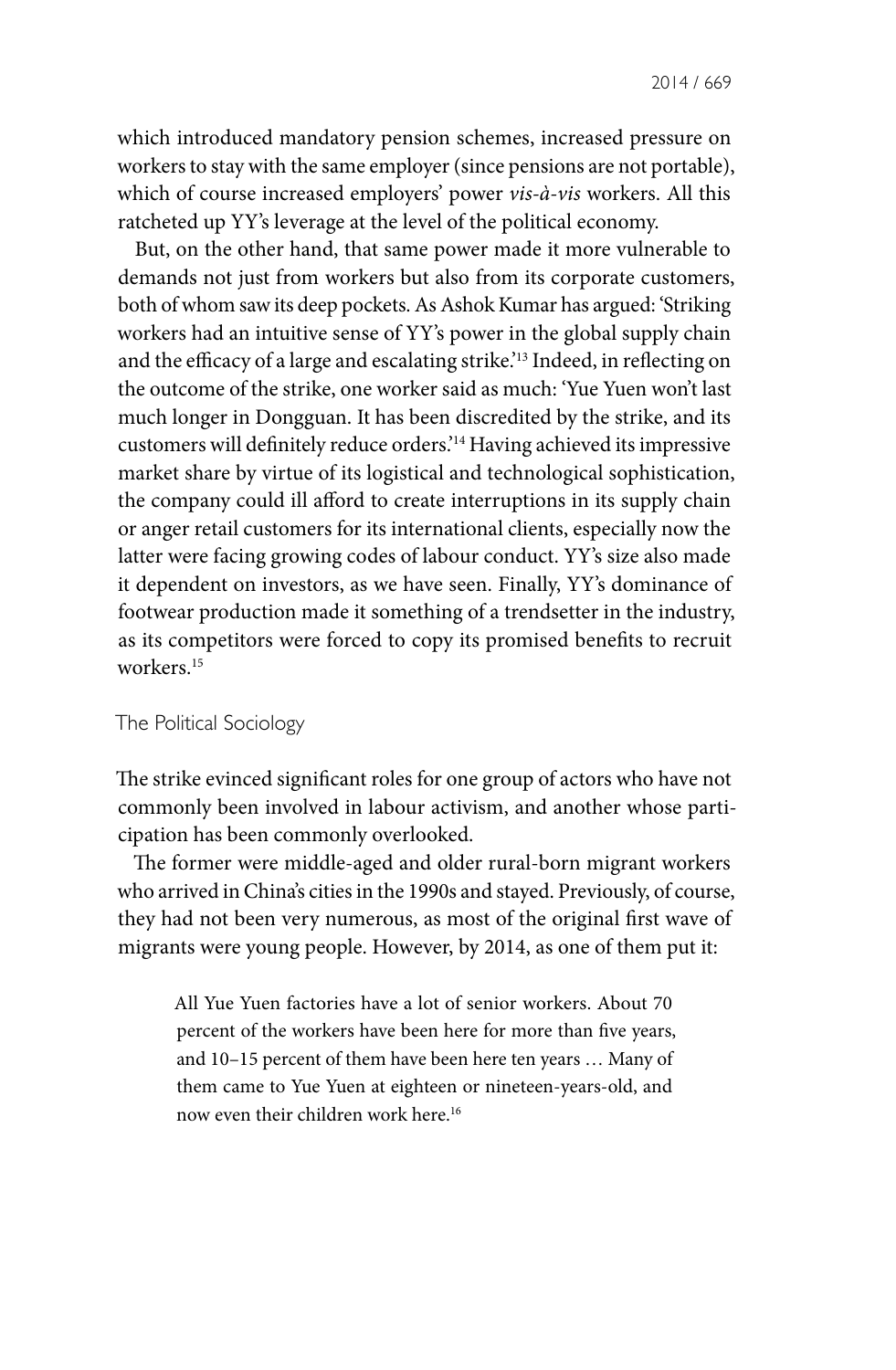which introduced mandatory pension schemes, increased pressure on workers to stay with the same employer (since pensions are not portable), which of course increased employers' power *vis-à-vis* workers. All this ratcheted up YY's leverage at the level of the political economy.

But, on the other hand, that same power made it more vulnerable to demands not just from workers but also from its corporate customers, both of whom saw its deep pockets. As Ashok Kumar has argued: 'Striking workers had an intuitive sense of YY's power in the global supply chain and the efficacy of a large and escalating strike.'[13] Indeed, in reflecting on the outcome of the strike, one worker said as much: 'Yue Yuen won't last much longer in Dongguan. It has been discredited by the strike, and its customers will definitely reduce orders.'[14] Having achieved its impressive market share by virtue of its logistical and technological sophistication, the company could ill afford to create interruptions in its supply chain or anger retail customers for its international clients, especially now the latter were facing growing codes of labour conduct. YY's size also made it dependent on investors, as we have seen. Finally, YY's dominance of footwear production made it something of a trendsetter in the industry, as its competitors were forced to copy its promised benefits to recruit workers.[15]

## The Political Sociology

The strike evinced significant roles for one group of actors who have not commonly been involved in labour activism, and another whose participation has been commonly overlooked.

The former were middle-aged and older rural-born migrant workers who arrived in China's cities in the 1990s and stayed. Previously, of course, they had not been very numerous, as most of the original first wave of migrants were young people. However, by 2014, as one of them put it:

> All Yue Yuen factories have a lot of senior workers. About 70 percent of the workers have been here for more than five years, and 10–15 percent of them have been here ten years … Many of them came to Yue Yuen at eighteen or nineteen-years-old, and now even their children work here.[16]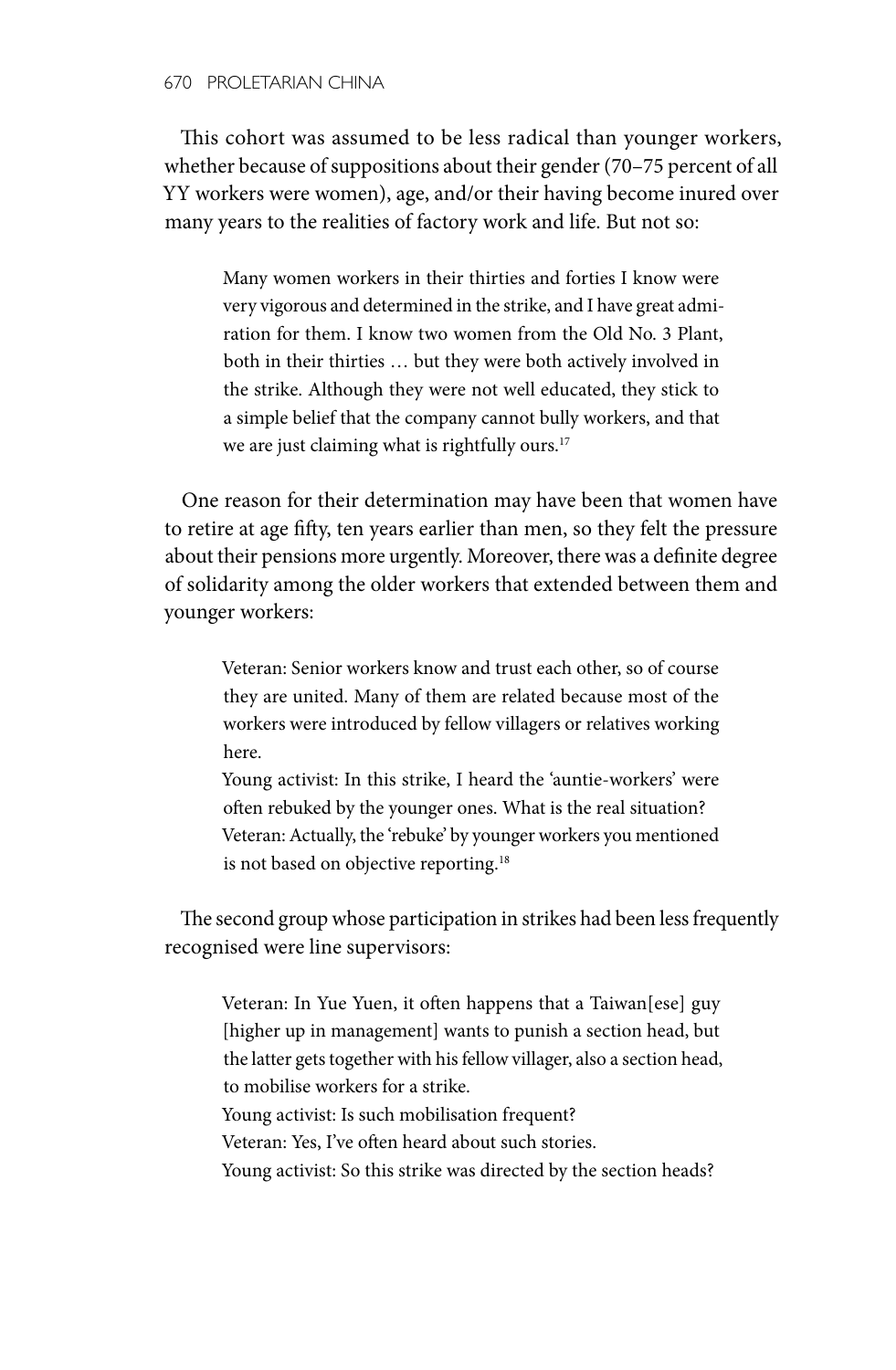This cohort was assumed to be less radical than younger workers, whether because of suppositions about their gender (70–75 percent of all YY workers were women), age, and/or their having become inured over many years to the realities of factory work and life. But not so:

> Many women workers in their thirties and forties I know were very vigorous and determined in the strike, and I have great admiration for them. I know two women from the Old No. 3 Plant, both in their thirties … but they were both actively involved in the strike. Although they were not well educated, they stick to a simple belief that the company cannot bully workers, and that we are just claiming what is rightfully ours.[17]

One reason for their determination may have been that women have to retire at age fifty, ten years earlier than men, so they felt the pressure about their pensions more urgently. Moreover, there was a definite degree of solidarity among the older workers that extended between them and younger workers:

> Veteran: Senior workers know and trust each other, so of course they are united. Many of them are related because most of the workers were introduced by fellow villagers or relatives working here.
>
> Young activist: In this strike, I heard the 'auntie-workers' were often rebuked by the younger ones. What is the real situation?
>
> Veteran: Actually, the 'rebuke' by younger workers you mentioned is not based on objective reporting.[18]

The second group whose participation in strikes had been less frequently recognised were line supervisors:

> Veteran: In Yue Yuen, it often happens that a Taiwan[ese] guy [higher up in management] wants to punish a section head, but the latter gets together with his fellow villager, also a section head, to mobilise workers for a strike.
>
> Young activist: Is such mobilisation frequent?
>
> Veteran: Yes, I've often heard about such stories.
>
> Young activist: So this strike was directed by the section heads?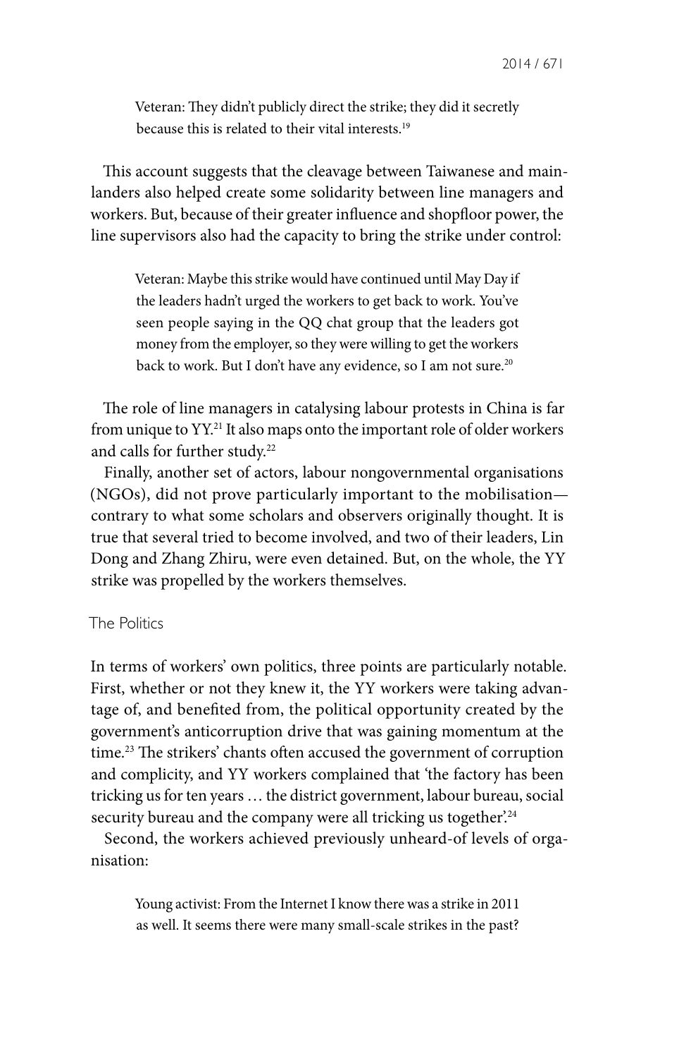> Veteran: They didn't publicly direct the strike; they did it secretly because this is related to their vital interests.[19]

This account suggests that the cleavage between Taiwanese and mainlanders also helped create some solidarity between line managers and workers. But, because of their greater influence and shopfloor power, the line supervisors also had the capacity to bring the strike under control:

> Veteran: Maybe this strike would have continued until May Day if the leaders hadn't urged the workers to get back to work. You've seen people saying in the QQ chat group that the leaders got money from the employer, so they were willing to get the workers back to work. But I don't have any evidence, so I am not sure.[20]

The role of line managers in catalysing labour protests in China is far from unique to YY.[21] It also maps onto the important role of older workers and calls for further study.[22]

Finally, another set of actors, labour nongovernmental organisations (NGOs), did not prove particularly important to the mobilisation—contrary to what some scholars and observers originally thought. It is true that several tried to become involved, and two of their leaders, Lin Dong and Zhang Zhiru, were even detained. But, on the whole, the YY strike was propelled by the workers themselves.

## The Politics

In terms of workers' own politics, three points are particularly notable. First, whether or not they knew it, the YY workers were taking advantage of, and benefited from, the political opportunity created by the government's anticorruption drive that was gaining momentum at the time.[23] The strikers' chants often accused the government of corruption and complicity, and YY workers complained that 'the factory has been tricking us for ten years … the district government, labour bureau, social security bureau and the company were all tricking us together'.[24]

Second, the workers achieved previously unheard-of levels of organisation:

> Young activist: From the Internet I know there was a strike in 2011 as well. It seems there were many small-scale strikes in the past?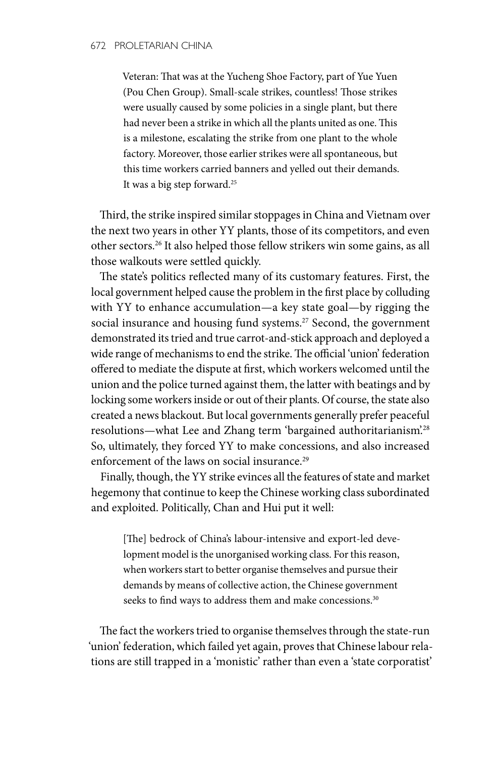> Veteran: That was at the Yucheng Shoe Factory, part of Yue Yuen (Pou Chen Group). Small-scale strikes, countless! Those strikes were usually caused by some policies in a single plant, but there had never been a strike in which all the plants united as one. This is a milestone, escalating the strike from one plant to the whole factory. Moreover, those earlier strikes were all spontaneous, but this time workers carried banners and yelled out their demands. It was a big step forward.[25]

Third, the strike inspired similar stoppages in China and Vietnam over the next two years in other YY plants, those of its competitors, and even other sectors.[26] It also helped those fellow strikers win some gains, as all those walkouts were settled quickly.

The state's politics reflected many of its customary features. First, the local government helped cause the problem in the first place by colluding with YY to enhance accumulation—a key state goal—by rigging the social insurance and housing fund systems.[27] Second, the government demonstrated its tried and true carrot-and-stick approach and deployed a wide range of mechanisms to end the strike. The official 'union' federation offered to mediate the dispute at first, which workers welcomed until the union and the police turned against them, the latter with beatings and by locking some workers inside or out of their plants. Of course, the state also created a news blackout. But local governments generally prefer peaceful resolutions—what Lee and Zhang term 'bargained authoritarianism'.[28] So, ultimately, they forced YY to make concessions, and also increased enforcement of the laws on social insurance.[29]

Finally, though, the YY strike evinces all the features of state and market hegemony that continue to keep the Chinese working class subordinated and exploited. Politically, Chan and Hui put it well:

> [The] bedrock of China's labour-intensive and export-led development model is the unorganised working class. For this reason, when workers start to better organise themselves and pursue their demands by means of collective action, the Chinese government seeks to find ways to address them and make concessions.[30]

The fact the workers tried to organise themselves through the state-run 'union' federation, which failed yet again, proves that Chinese labour relations are still trapped in a 'monistic' rather than even a 'state corporatist'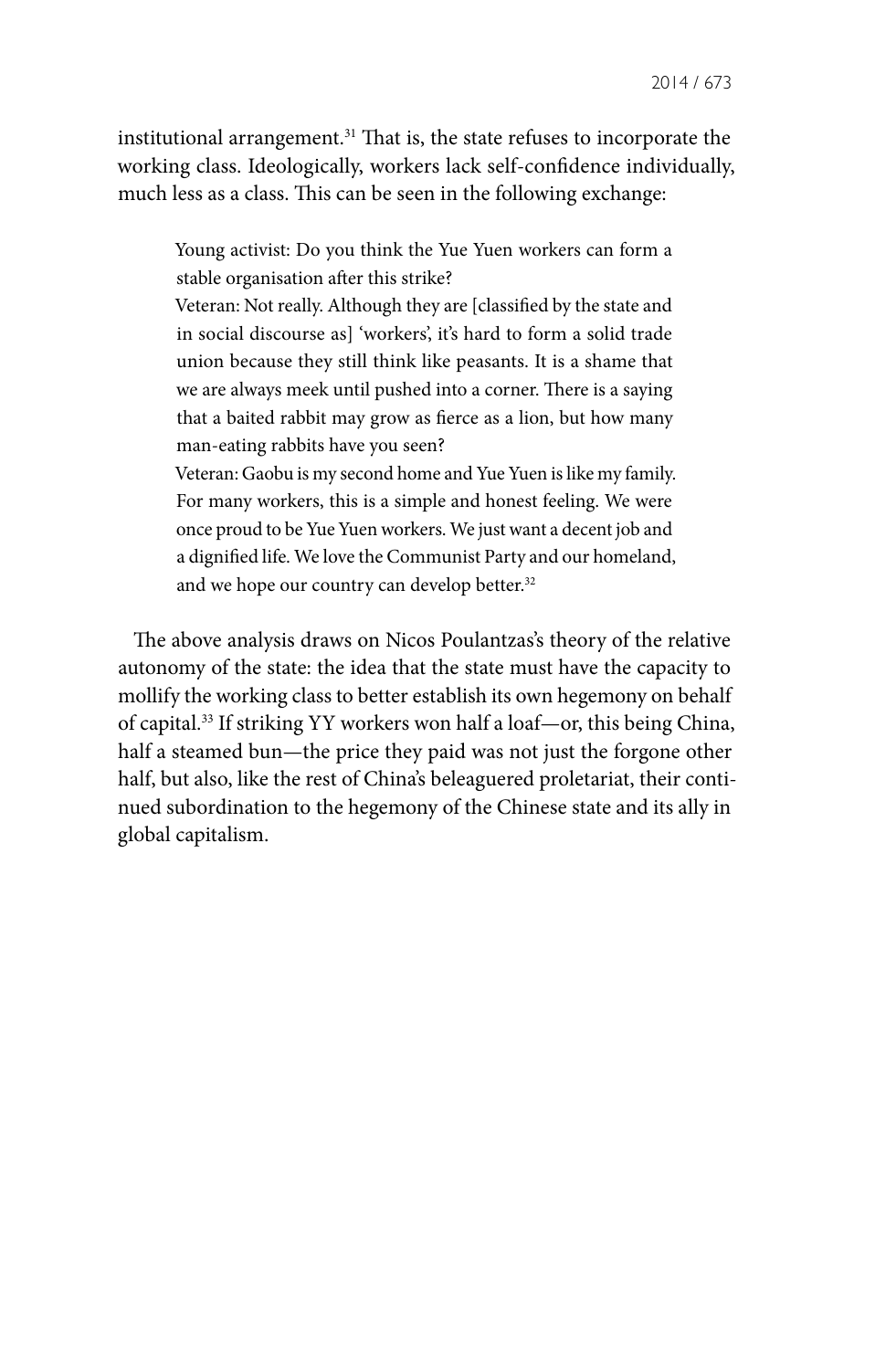institutional arrangement.[31] That is, the state refuses to incorporate the working class. Ideologically, workers lack self-confidence individually, much less as a class. This can be seen in the following exchange:

> Young activist: Do you think the Yue Yuen workers can form a stable organisation after this strike?
>
> Veteran: Not really. Although they are [classified by the state and in social discourse as] 'workers', it's hard to form a solid trade union because they still think like peasants. It is a shame that we are always meek until pushed into a corner. There is a saying that a baited rabbit may grow as fierce as a lion, but how many man-eating rabbits have you seen?
>
> Veteran: Gaobu is my second home and Yue Yuen is like my family. For many workers, this is a simple and honest feeling. We were once proud to be Yue Yuen workers. We just want a decent job and a dignified life. We love the Communist Party and our homeland, and we hope our country can develop better.[32]

The above analysis draws on Nicos Poulantzas's theory of the relative autonomy of the state: the idea that the state must have the capacity to mollify the working class to better establish its own hegemony on behalf of capital.[33] If striking YY workers won half a loaf—or, this being China, half a steamed bun—the price they paid was not just the forgone other half, but also, like the rest of China's beleaguered proletariat, their continued subordination to the hegemony of the Chinese state and its ally in global capitalism.